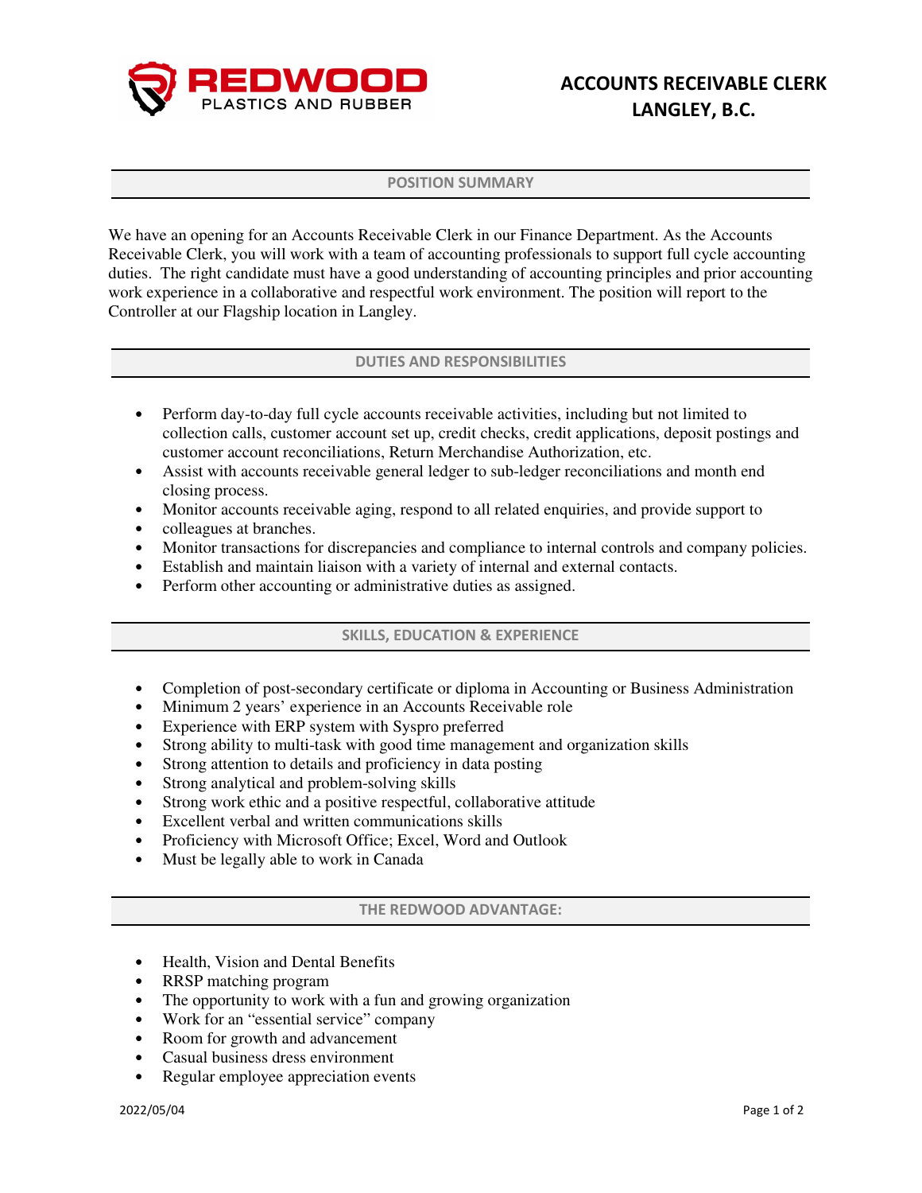REDWOOD PLASTICS AND RUBBER

# ACCOUNTS RECEIVABLE CLERK
# LANGLEY, B.C.

## POSITION SUMMARY

We have an opening for an Accounts Receivable Clerk in our Finance Department. As the Accounts Receivable Clerk, you will work with a team of accounting professionals to support full cycle accounting duties. The right candidate must have a good understanding of accounting principles and prior accounting work experience in a collaborative and respectful work environment. The position will report to the Controller at our Flagship location in Langley.

## DUTIES AND RESPONSIBILITIES

- Perform day-to-day full cycle accounts receivable activities, including but not limited to collection calls, customer account set up, credit checks, credit applications, deposit postings and customer account reconciliations, Return Merchandise Authorization, etc.
- Assist with accounts receivable general ledger to sub-ledger reconciliations and month end closing process.
- Monitor accounts receivable aging, respond to all related enquiries, and provide support to
- colleagues at branches.
- Monitor transactions for discrepancies and compliance to internal controls and company policies.
- Establish and maintain liaison with a variety of internal and external contacts.
- Perform other accounting or administrative duties as assigned.

## SKILLS, EDUCATION & EXPERIENCE

- Completion of post-secondary certificate or diploma in Accounting or Business Administration
- Minimum 2 years' experience in an Accounts Receivable role
- Experience with ERP system with Syspro preferred
- Strong ability to multi-task with good time management and organization skills
- Strong attention to details and proficiency in data posting
- Strong analytical and problem-solving skills
- Strong work ethic and a positive respectful, collaborative attitude
- Excellent verbal and written communications skills
- Proficiency with Microsoft Office; Excel, Word and Outlook
- Must be legally able to work in Canada

## THE REDWOOD ADVANTAGE:

- Health, Vision and Dental Benefits
- RRSP matching program
- The opportunity to work with a fun and growing organization
- Work for an "essential service" company
- Room for growth and advancement
- Casual business dress environment
- Regular employee appreciation events

2022/05/04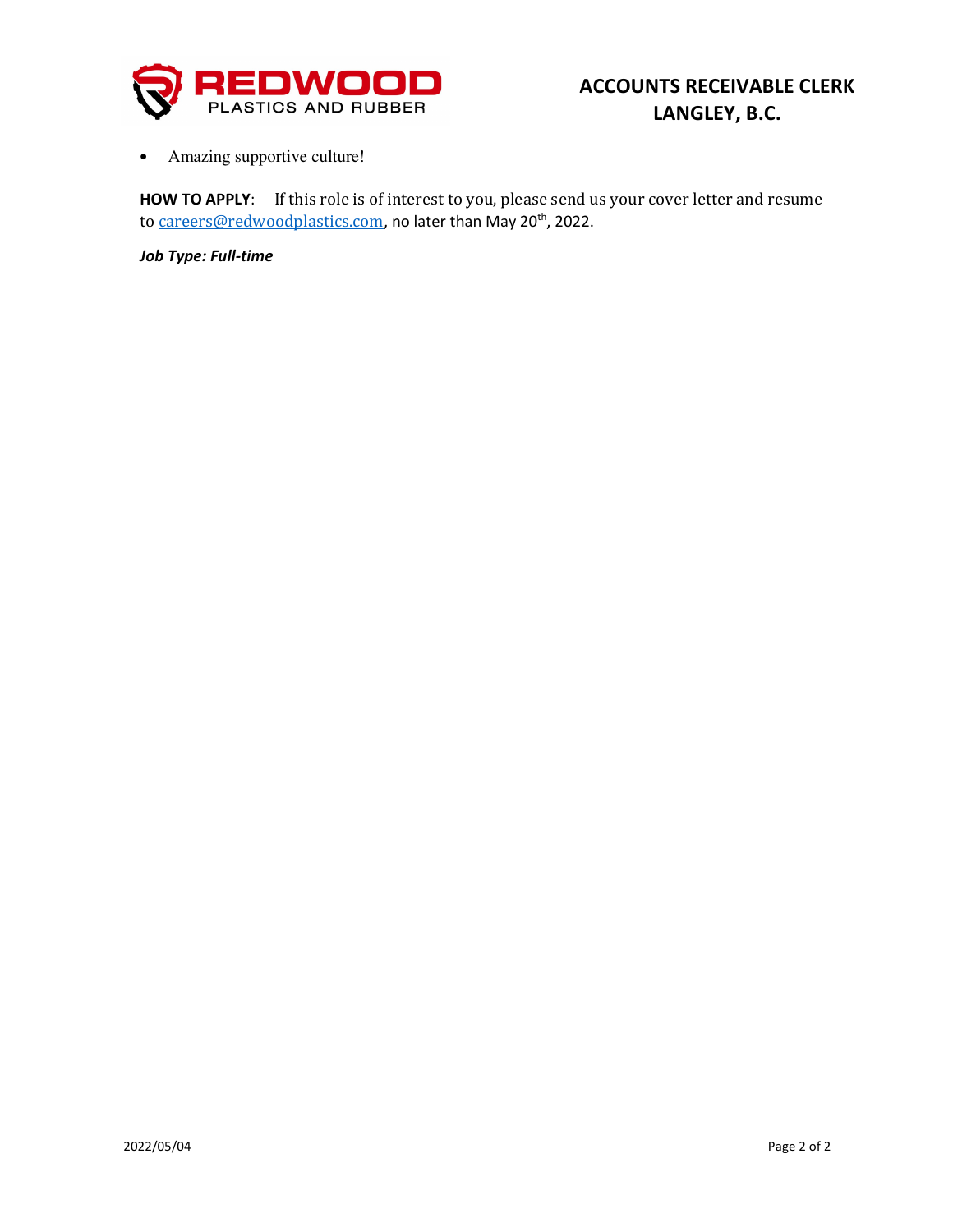- Amazing supportive culture!

**HOW TO APPLY**: If this role is of interest to you, please send us your cover letter and resume to careers@redwoodplastics.com, no later than May 20th, 2022.

***Job Type: Full-time***